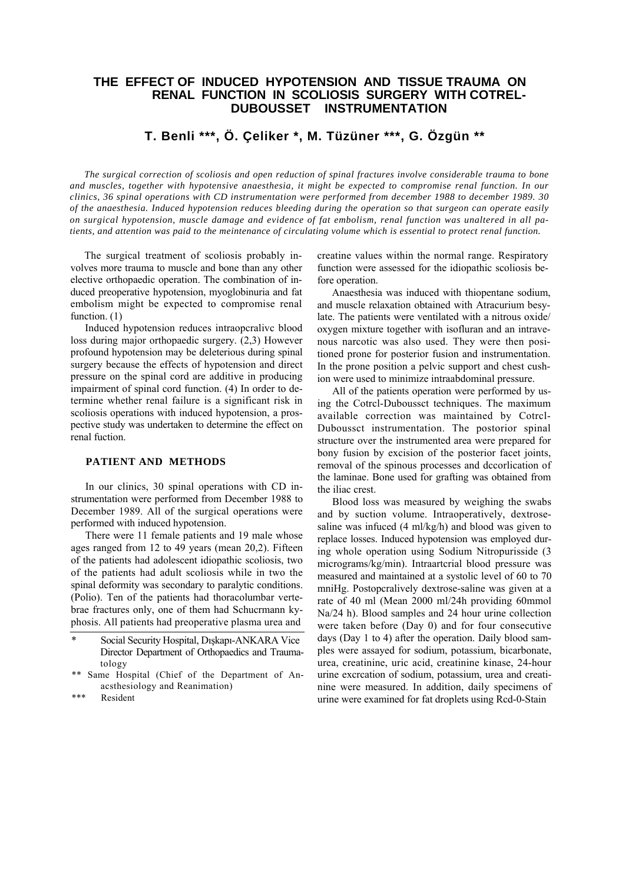# THE EFFECT OF INDUCED HYPOTENSION AND TISSUE TRAUMA ON RENAL FUNCTION IN SCOLIOSIS SURGERY WITH COTREL-DUBOUSSET INSTRUMENTATION

**T. Benli \*\*\*, Ö. Çeliker \*, M. Tüzüner \*\*\*, G. Özgün \*\***

*The surgical correction of scoliosis and open reduction of spinal fractures involve considerable trauma to bone and muscles, together with hypotensive anaesthesia, it might be expected to compromise renal function. In our clinics, 36 spinal operations with CD instrumentation were performed from december 1988 to december 1989. 30 of the anaesthesia. Induced hypotension reduces bleeding during the operation so that surgeon can operate easily on surgical hypotension, muscle damage and evidence of fat embolism, renal function was unaltered in all patients, and attention was paid to the meintenance of circulating volume which is essential to protect renal function.*

The surgical treatment of scoliosis probably involves more trauma to muscle and bone than any other elective orthopaedic operation. The combination of induced preoperative hypotension, myoglobinuria and fat embolism might be expected to compromise renal function. (1)

Induced hypotension reduces intraopcralivc blood loss during major orthopaedic surgery. (2,3) However profound hypotension may be deleterious during spinal surgery because the effects of hypotension and direct pressure on the spinal cord are additive in producing impairment of spinal cord function. (4) In order to determine whether renal failure is a significant risk in scoliosis operations with induced hypotension, a prospective study was undertaken to determine the effect on renal fuction.

## PATIENT AND METHODS

In our clinics, 30 spinal operations with CD instrumentation were performed from December 1988 to December 1989. All of the surgical operations were performed with induced hypotension.

There were 11 female patients and 19 male whose ages ranged from 12 to 49 years (mean 20,2). Fifteen of the patients had adolescent idiopathic scoliosis, two of the patients had adult scoliosis while in two the spinal deformity was secondary to paralytic conditions. (Polio). Ten of the patients had thoracolumbar vertebrae fractures only, one of them had Schucrmann kyphosis. All patients had preoperative plasma urea and creatine values within the normal range. Respiratory function were assessed for the idiopathic scoliosis before operation.

Anaesthesia was induced with thiopentane sodium, and muscle relaxation obtained with Atracurium besylate. The patients were ventilated with a nitrous oxide/oxygen mixture together with isofluran and an intravenous narcotic was also used. They were then positioned prone for posterior fusion and instrumentation. In the prone position a pelvic support and chest cushion were used to minimize intraabdominal pressure.

All of the patients operation were performed by using the Cotrcl-Duboussct techniques. The maximum available correction was maintained by Cotrcl-Duboussct instrumentation. The postorior spinal structure over the instrumented area were prepared for bony fusion by excision of the posterior facet joints, removal of the spinous processes and dccorlication of the laminae. Bone used for grafting was obtained from the iliac crest.

Blood loss was measured by weighing the swabs and by suction volume. Intraoperatively, dextrose-saline was infuced (4 ml/kg/h) and blood was given to replace losses. Induced hypotension was employed during whole operation using Sodium Nitropurisside (3 micrograms/kg/min). Intraartcrial blood pressure was measured and maintained at a systolic level of 60 to 70 mniHg. Postopcralively dextrose-saline was given at a rate of 40 ml (Mean 2000 ml/24h providing 60mmol Na/24 h). Blood samples and 24 hour urine collection were taken before (Day 0) and for four consecutive days (Day 1 to 4) after the operation. Daily blood samples were assayed for sodium, potassium, bicarbonate, urea, creatinine, uric acid, creatinine kinase, 24-hour urine excrcation of sodium, potassium, urea and creatinine were measured. In addition, daily specimens of urine were examined for fat droplets using Rcd-0-Stain

---

\* Social Security Hospital, Dışkapı-ANKARA Vice Director Department of Orthopaedics and Traumatology

\*\* Same Hospital (Chief of the Department of Anacsthesiology and Reanimation)

\*\*\* Resident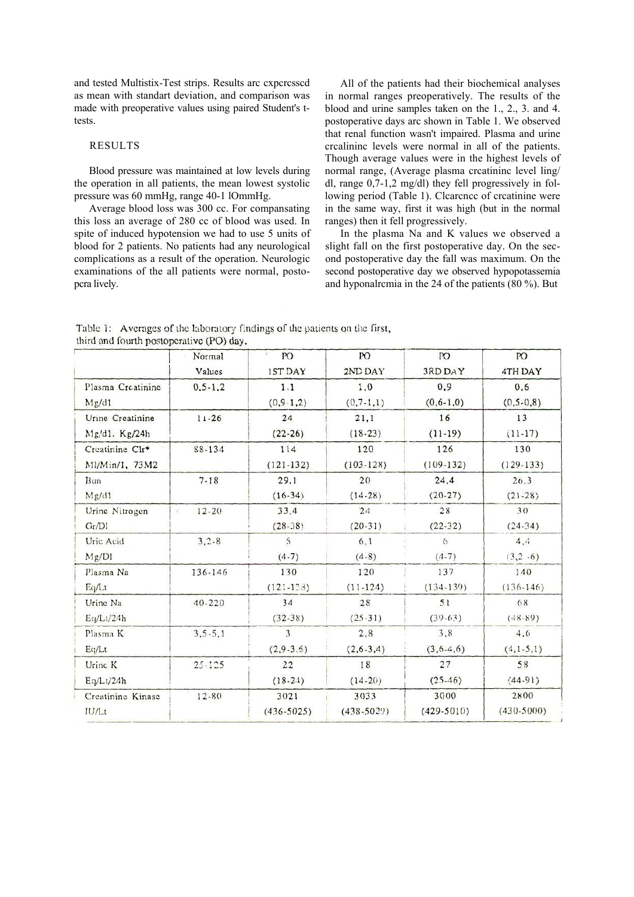and tested Multistix-Test strips. Results arc cxpcrcsscd as mean with standart deviation, and comparison was made with preoperative values using paired Student's t-tests.

## RESULTS

Blood pressure was maintained at low levels during the operation in all patients, the mean lowest systolic pressure was 60 mmHg, range 40-1 lOmmHg.

Average blood loss was 300 cc. For compansating this loss an average of 280 cc of blood was used. In spite of induced hypotension we had to use 5 units of blood for 2 patients. No patients had any neurological complications as a result of the operation. Neurologic examinations of the all patients were normal, postopcra lively.

All of the patients had their biochemical analyses in normal ranges preoperatively. The results of the blood and urine samples taken on the 1., 2., 3. and 4. postoperative days arc shown in Table 1. We observed that renal function wasn't impaired. Plasma and urine crcalininc levels were normal in all of the patients. Though average values were in the highest levels of normal range, (Average plasma crcatininc level ling/ dl, range 0,7-1,2 mg/dl) they fell progressively in following period (Table 1). Clcarcncc of crcatinine were in the same way, first it was high (but in the normal ranges) then it fell progressively.

In the plasma Na and K values we observed a slight fall on the first postoperative day. On the second postoperative day the fall was maximum. On the second postoperative day we observed hypopotassemia and hyponalrcmia in the 24 of the patients (80 %). But

Table 1: Averages of the laboratory findings of the patients on the first, third and fourth postoperative (PO) day.

| | Normal Values | PO 1ST DAY | PO 2ND DAY | PO 3RD DAY | PO 4TH DAY |
|---|---|---|---|---|---|
| Plasma Creatinine Mg/dl | 0,5-1,2 | 1,1 (0,9-1,2) | 1,0 (0,7-1,1) | 0,9 (0,6-1,0) | 0,6 (0,5-0,8) |
| Urine Creatinine Mg/dl. Kg/24h | 11-26 | 24 (22-26) | 21,1 (18-23) | 16 (11-19) | 13 (11-17) |
| Creatinine Clr* Ml/Min/1, 73M2 | 88-134 | 114 (121-132) | 120 (103-128) | 126 (109-132) | 130 (129-133) |
| Bun Mg/dl | 7-18 | 29,1 (16-34) | 20 (14-28) | 24,4 (20-27) | 26,3 (21-28) |
| Urine Nitrogen Gr/Dl | 12-20 | 33,4 (28-38) | 24 (20-31) | 28 (22-32) | 30 (24-34) |
| Uric Acid Mg/Dl | 3,2-8 | 5 (4-7) | 6,1 (4-8) | 6 (4-7) | 4,4 (3,2 -6) |
| Plasma Na Eq/Lt | 136-146 | 130 (121-128) | 120 (11-124) | 137 (134-139) | 140 (136-146) |
| Urine Na Eq/Lt/24h | 40-220 | 34 (32-38) | 28 (25-31) | 51 (39-63) | 68 (48-89) |
| Plasma K Eq/Lt | 3,5-5,1 | 3 (2,9-3,6) | 2,8 (2,6-3,4) | 3,8 (3,6-4,6) | 4,6 (4,1-5,1) |
| Urine K Eq/Lt/24h | 25-125 | 22 (18-24) | 18 (14-20) | 27 (25-46) | 58 (44-91) |
| Creatinine Kinase IU/Lt | 12-80 | 3021 (436-5025) | 3033 (438-5029) | 3000 (429-5010) | 2800 (430-5000) |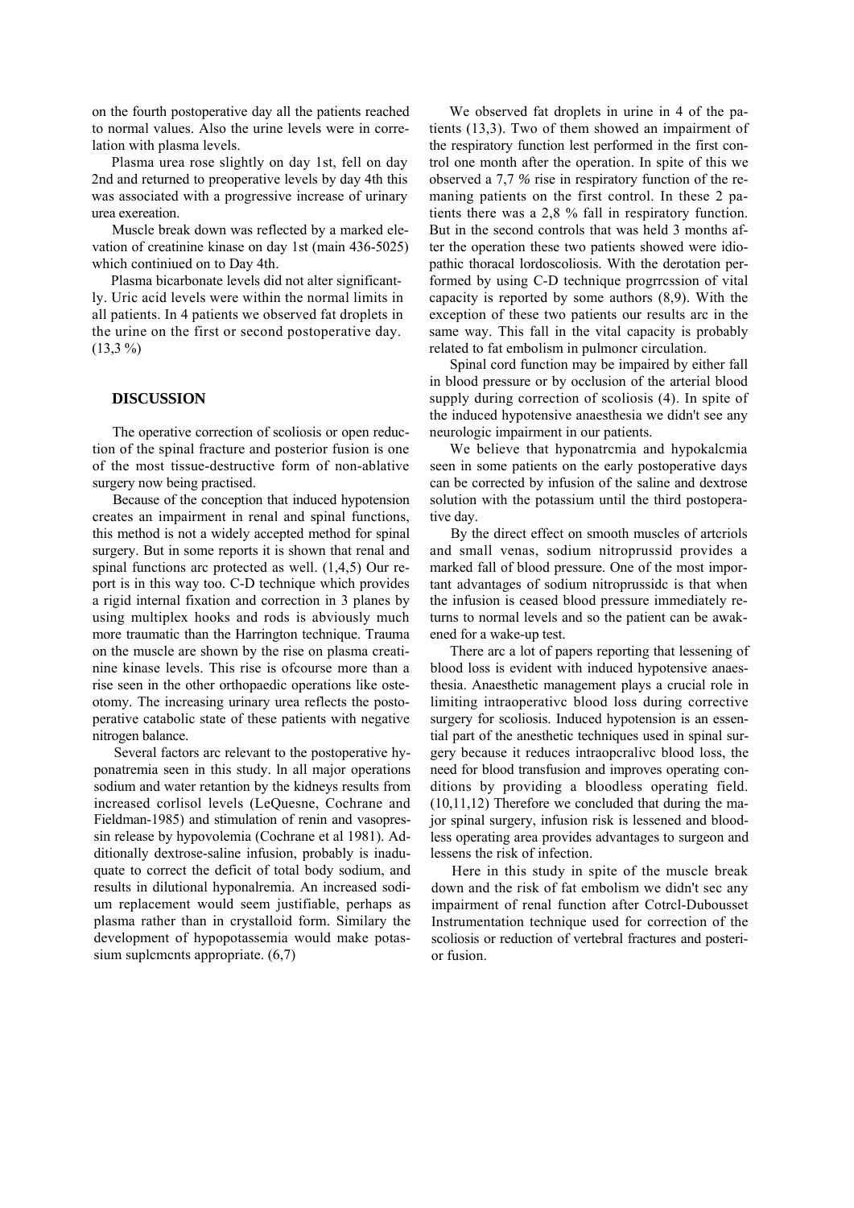on the fourth postoperative day all the patients reached to normal values. Also the urine levels were in correlation with plasma levels.

Plasma urea rose slightly on day 1st, fell on day 2nd and returned to preoperative levels by day 4th this was associated with a progressive increase of urinary urea exereation.

Muscle break down was reflected by a marked elevation of creatinine kinase on day 1st (main 436-5025) which continiued on to Day 4th.

Plasma bicarbonate levels did not alter significantly. Uric acid levels were within the normal limits in all patients. In 4 patients we observed fat droplets in the urine on the first or second postoperative day. (13,3 %)

## DISCUSSION

The operative correction of scoliosis or open reduction of the spinal fracture and posterior fusion is one of the most tissue-destructive form of non-ablative surgery now being practised.

Because of the conception that induced hypotension creates an impairment in renal and spinal functions, this method is not a widely accepted method for spinal surgery. But in some reports it is shown that renal and spinal functions arc protected as well. (1,4,5) Our report is in this way too. C-D technique which provides a rigid internal fixation and correction in 3 planes by using multiplex hooks and rods is abviously much more traumatic than the Harrington technique. Trauma on the muscle are shown by the rise on plasma creatinine kinase levels. This rise is ofcourse more than a rise seen in the other orthopaedic operations like osteotomy. The increasing urinary urea reflects the postoperative catabolic state of these patients with negative nitrogen balance.

Several factors arc relevant to the postoperative hyponatremia seen in this study. ln all major operations sodium and water retantion by the kidneys results from increased corlisol levels (LeQuesne, Cochrane and Fieldman-1985) and stimulation of renin and vasopressin release by hypovolemia (Cochrane et al 1981). Additionally dextrose-saline infusion, probably is inaduquate to correct the deficit of total body sodium, and results in dilutional hyponalremia. An increased sodium replacement would seem justifiable, perhaps as plasma rather than in crystalloid form. Similary the development of hypopotassemia would make potassium suplcmcnts appropriate. (6,7)

We observed fat droplets in urine in 4 of the patients (13,3). Two of them showed an impairment of the respiratory function lest performed in the first control one month after the operation. In spite of this we observed a 7,7 % rise in respiratory function of the remaning patients on the first control. In these 2 patients there was a 2,8 % fall in respiratory function. But in the second controls that was held 3 months after the operation these two patients showed were idiopathic thoracal lordoscoliosis. With the derotation performed by using C-D technique progrrcssion of vital capacity is reported by some authors (8,9). With the exception of these two patients our results arc in the same way. This fall in the vital capacity is probably related to fat embolism in pulmoncr circulation.

Spinal cord function may be impaired by either fall in blood pressure or by occlusion of the arterial blood supply during correction of scoliosis (4). In spite of the induced hypotensive anaesthesia we didn't see any neurologic impairment in our patients.

We believe that hyponatrcmia and hypokalcmia seen in some patients on the early postoperative days can be corrected by infusion of the saline and dextrose solution with the potassium until the third postoperative day.

By the direct effect on smooth muscles of artcriols and small venas, sodium nitroprussid provides a marked fall of blood pressure. One of the most important advantages of sodium nitroprussidc is that when the infusion is ceased blood pressure immediately returns to normal levels and so the patient can be awakened for a wake-up test.

There arc a lot of papers reporting that lessening of blood loss is evident with induced hypotensive anaesthesia. Anaesthetic management plays a crucial role in limiting intraoperativc blood loss during corrective surgery for scoliosis. Induced hypotension is an essential part of the anesthetic techniques used in spinal surgery because it reduces intraopcralivc blood loss, the need for blood transfusion and improves operating conditions by providing a bloodless operating field. (10,11,12) Therefore we concluded that during the major spinal surgery, infusion risk is lessened and bloodless operating area provides advantages to surgeon and lessens the risk of infection.

Here in this study in spite of the muscle break down and the risk of fat embolism we didn't sec any impairment of renal function after Cotrcl-Dubousset Instrumentation technique used for correction of the scoliosis or reduction of vertebral fractures and posterior fusion.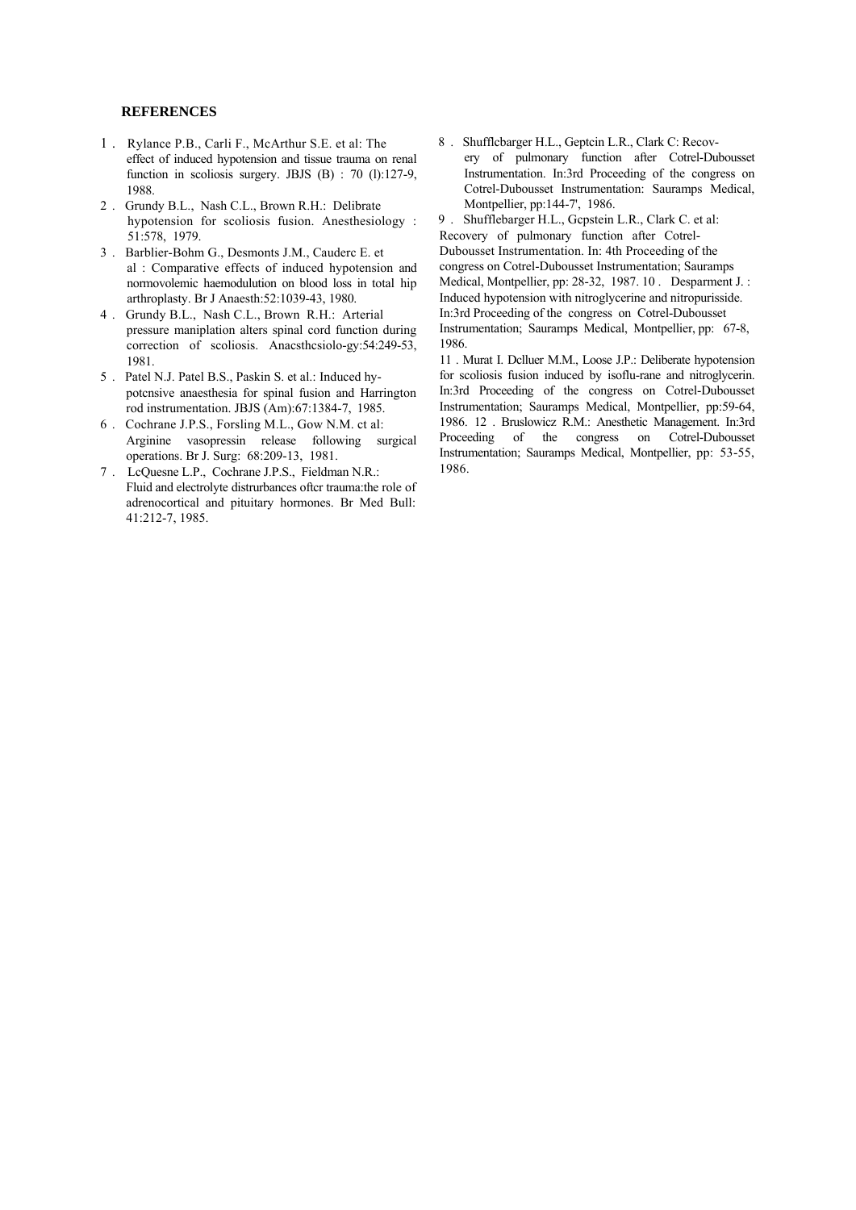### REFERENCES

1. Rylance P.B., Carli F., McArthur S.E. et al: The effect of induced hypotension and tissue trauma on renal function in scoliosis surgery. JBJS (B) : 70 (l):127-9, 1988.
2. Grundy B.L., Nash C.L., Brown R.H.: Delibrate hypotension for scoliosis fusion. Anesthesiology : 51:578, 1979.
3. Barblier-Bohm G., Desmonts J.M., Cauderc E. et al : Comparative effects of induced hypotension and normovolemic haemodulution on blood loss in total hip arthroplasty. Br J Anaesth:52:1039-43, 1980.
4. Grundy B.L., Nash C.L., Brown R.H.: Arterial pressure maniplation alters spinal cord function during correction of scoliosis. Anacsthcsiolo-gy:54:249-53, 1981.
5. Patel N.J. Patel B.S., Paskin S. et al.: Induced hy-potcnsive anaesthesia for spinal fusion and Harrington rod instrumentation. JBJS (Am):67:1384-7, 1985.
6. Cochrane J.P.S., Forsling M.L., Gow N.M. ct al: Arginine vasopressin release following surgical operations. Br J. Surg: 68:209-13, 1981.
7. LcQuesne L.P., Cochrane J.P.S., Fieldman N.R.: Fluid and electrolyte distrurbances oftcr trauma:the role of adrenocortical and pituitary hormones. Br Med Bull: 41:212-7, 1985.
8. Shufflcbarger H.L., Geptcin L.R., Clark C: Recov-ery of pulmonary function after Cotrel-Dubousset Instrumentation. In:3rd Proceeding of the congress on Cotrel-Dubousset Instrumentation: Sauramps Medical, Montpellier, pp:144-7', 1986.
9. Shufflebarger H.L., Gcpstein L.R., Clark C. et al: Recovery of pulmonary function after Cotrel-Dubousset Instrumentation. In: 4th Proceeding of the congress on Cotrel-Dubousset Instrumentation; Sauramps Medical, Montpellier, pp: 28-32, 1987.
10. Desparment J. : Induced hypotension with nitroglycerine and nitropurisside. In:3rd Proceeding of the congress on Cotrel-Dubousset Instrumentation; Sauramps Medical, Montpellier, pp: 67-8, 1986.
11. Murat I. Dclluer M.M., Loose J.P.: Deliberate hypotension for scoliosis fusion induced by isoflu-rane and nitroglycerin. In:3rd Proceeding of the congress on Cotrel-Dubousset Instrumentation; Sauramps Medical, Montpellier, pp:59-64, 1986.
12. Bruslowicz R.M.: Anesthetic Management. In:3rd Proceeding of the congress on Cotrel-Dubousset Instrumentation; Sauramps Medical, Montpellier, pp: 53-55, 1986.